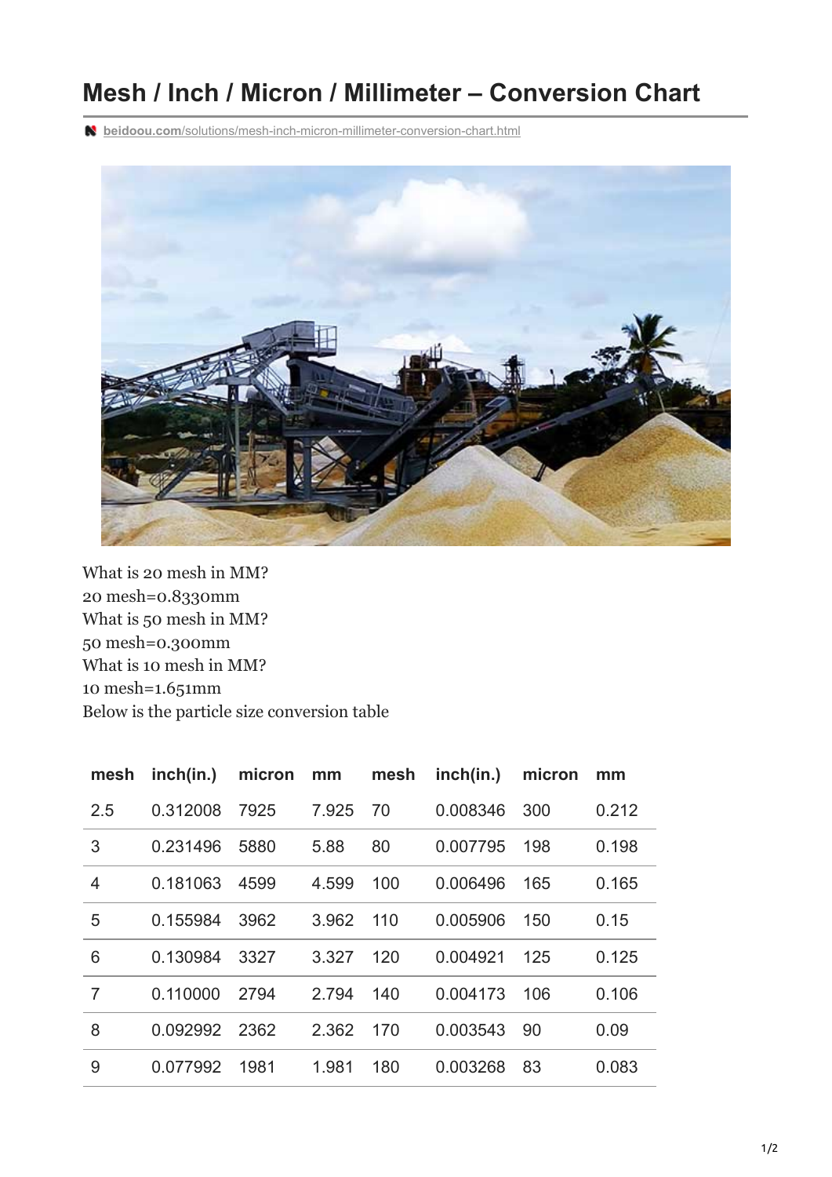# Mesh / Inch / Micron / Millimeter – Conversion Chart

beidoou.com/solutions/mesh-inch-micron-millimeter-conversion-chart.html

What is 20 mesh in MM?
20 mesh=0.8330mm
What is 50 mesh in MM?
50 mesh=0.300mm
What is 10 mesh in MM?
10 mesh=1.651mm
Below is the particle size conversion table

| mesh | inch(in.) | micron | mm | mesh | inch(in.) | micron | mm |
|---|---|---|---|---|---|---|---|
| 2.5 | 0.312008 | 7925 | 7.925 | 70 | 0.008346 | 300 | 0.212 |
| 3 | 0.231496 | 5880 | 5.88 | 80 | 0.007795 | 198 | 0.198 |
| 4 | 0.181063 | 4599 | 4.599 | 100 | 0.006496 | 165 | 0.165 |
| 5 | 0.155984 | 3962 | 3.962 | 110 | 0.005906 | 150 | 0.15 |
| 6 | 0.130984 | 3327 | 3.327 | 120 | 0.004921 | 125 | 0.125 |
| 7 | 0.110000 | 2794 | 2.794 | 140 | 0.004173 | 106 | 0.106 |
| 8 | 0.092992 | 2362 | 2.362 | 170 | 0.003543 | 90 | 0.09 |
| 9 | 0.077992 | 1981 | 1.981 | 180 | 0.003268 | 83 | 0.083 |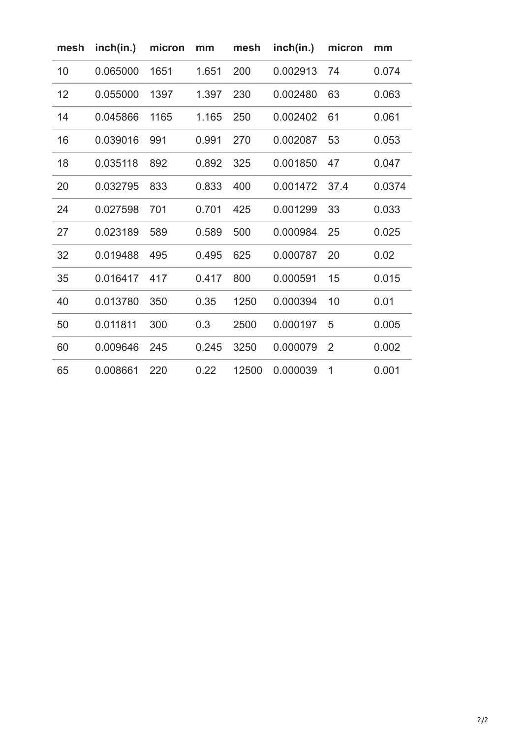| mesh | inch(in.) | micron | mm | mesh | inch(in.) | micron | mm |
|---|---|---|---|---|---|---|---|
| 10 | 0.065000 | 1651 | 1.651 | 200 | 0.002913 | 74 | 0.074 |
| 12 | 0.055000 | 1397 | 1.397 | 230 | 0.002480 | 63 | 0.063 |
| 14 | 0.045866 | 1165 | 1.165 | 250 | 0.002402 | 61 | 0.061 |
| 16 | 0.039016 | 991 | 0.991 | 270 | 0.002087 | 53 | 0.053 |
| 18 | 0.035118 | 892 | 0.892 | 325 | 0.001850 | 47 | 0.047 |
| 20 | 0.032795 | 833 | 0.833 | 400 | 0.001472 | 37.4 | 0.0374 |
| 24 | 0.027598 | 701 | 0.701 | 425 | 0.001299 | 33 | 0.033 |
| 27 | 0.023189 | 589 | 0.589 | 500 | 0.000984 | 25 | 0.025 |
| 32 | 0.019488 | 495 | 0.495 | 625 | 0.000787 | 20 | 0.02 |
| 35 | 0.016417 | 417 | 0.417 | 800 | 0.000591 | 15 | 0.015 |
| 40 | 0.013780 | 350 | 0.35 | 1250 | 0.000394 | 10 | 0.01 |
| 50 | 0.011811 | 300 | 0.3 | 2500 | 0.000197 | 5 | 0.005 |
| 60 | 0.009646 | 245 | 0.245 | 3250 | 0.000079 | 2 | 0.002 |
| 65 | 0.008661 | 220 | 0.22 | 12500 | 0.000039 | 1 | 0.001 |